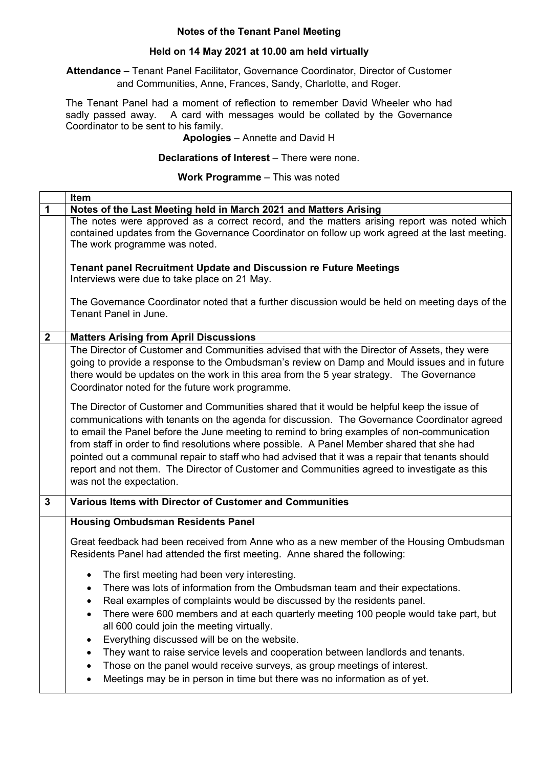**Notes of the Tenant Panel Meeting**

**Held on 14 May 2021 at 10.00 am held virtually**

**Attendance –** Tenant Panel Facilitator, Governance Coordinator, Director of Customer and Communities, Anne, Frances, Sandy, Charlotte, and Roger.

The Tenant Panel had a moment of reflection to remember David Wheeler who had sadly passed away. A card with messages would be collated by the Governance Coordinator to be sent to his family.

**Apologies** – Annette and David H

**Declarations of Interest** – There were none.

**Work Programme** – This was noted

| | **Item** |
|---|---|
| **1** | **Notes of the Last Meeting held in March 2021 and Matters Arising** |
| | The notes were approved as a correct record, and the matters arising report was noted which contained updates from the Governance Coordinator on follow up work agreed at the last meeting. The work programme was noted.<br><br>**Tenant panel Recruitment Update and Discussion re Future Meetings**<br>Interviews were due to take place on 21 May.<br><br>The Governance Coordinator noted that a further discussion would be held on meeting days of the Tenant Panel in June. |
| **2** | **Matters Arising from April Discussions** |
| | The Director of Customer and Communities advised that with the Director of Assets, they were going to provide a response to the Ombudsman's review on Damp and Mould issues and in future there would be updates on the work in this area from the 5 year strategy. The Governance Coordinator noted for the future work programme.<br><br>The Director of Customer and Communities shared that it would be helpful keep the issue of communications with tenants on the agenda for discussion. The Governance Coordinator agreed to email the Panel before the June meeting to remind to bring examples of non-communication from staff in order to find resolutions where possible. A Panel Member shared that she had pointed out a communal repair to staff who had advised that it was a repair that tenants should report and not them. The Director of Customer and Communities agreed to investigate as this was not the expectation. |
| **3** | **Various Items with Director of Customer and Communities** |
| | **Housing Ombudsman Residents Panel**<br><br>Great feedback had been received from Anne who as a new member of the Housing Ombudsman Residents Panel had attended the first meeting. Anne shared the following:<br><br>• The first meeting had been very interesting.<br>• There was lots of information from the Ombudsman team and their expectations.<br>• Real examples of complaints would be discussed by the residents panel.<br>• There were 600 members and at each quarterly meeting 100 people would take part, but all 600 could join the meeting virtually.<br>• Everything discussed will be on the website.<br>• They want to raise service levels and cooperation between landlords and tenants.<br>• Those on the panel would receive surveys, as group meetings of interest.<br>• Meetings may be in person in time but there was no information as of yet. |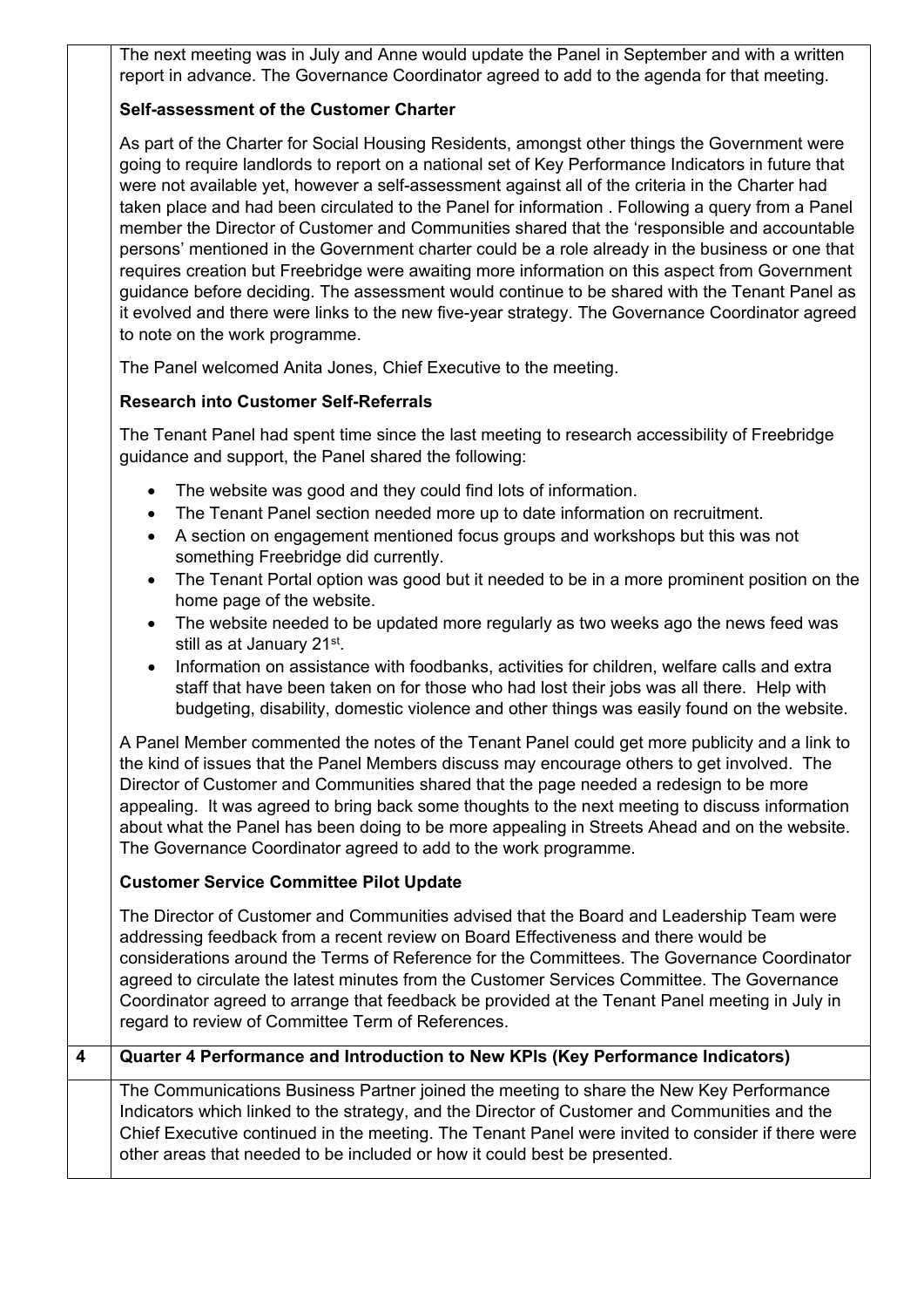| | |
|---|---|
| | The next meeting was in July and Anne would update the Panel in September and with a written report in advance. The Governance Coordinator agreed to add to the agenda for that meeting.<br><br>**Self-assessment of the Customer Charter**<br><br>As part of the Charter for Social Housing Residents, amongst other things the Government were going to require landlords to report on a national set of Key Performance Indicators in future that were not available yet, however a self-assessment against all of the criteria in the Charter had taken place and had been circulated to the Panel for information . Following a query from a Panel member the Director of Customer and Communities shared that the 'responsible and accountable persons' mentioned in the Government charter could be a role already in the business or one that requires creation but Freebridge were awaiting more information on this aspect from Government guidance before deciding. The assessment would continue to be shared with the Tenant Panel as it evolved and there were links to the new five-year strategy. The Governance Coordinator agreed to note on the work programme.<br><br>The Panel welcomed Anita Jones, Chief Executive to the meeting.<br><br>**Research into Customer Self-Referrals**<br><br>The Tenant Panel had spent time since the last meeting to research accessibility of Freebridge guidance and support, the Panel shared the following:<br><br>• The website was good and they could find lots of information.<br>• The Tenant Panel section needed more up to date information on recruitment.<br>• A section on engagement mentioned focus groups and workshops but this was not something Freebridge did currently.<br>• The Tenant Portal option was good but it needed to be in a more prominent position on the home page of the website.<br>• The website needed to be updated more regularly as two weeks ago the news feed was still as at January 21st.<br>• Information on assistance with foodbanks, activities for children, welfare calls and extra staff that have been taken on for those who had lost their jobs was all there. Help with budgeting, disability, domestic violence and other things was easily found on the website.<br><br>A Panel Member commented the notes of the Tenant Panel could get more publicity and a link to the kind of issues that the Panel Members discuss may encourage others to get involved. The Director of Customer and Communities shared that the page needed a redesign to be more appealing. It was agreed to bring back some thoughts to the next meeting to discuss information about what the Panel has been doing to be more appealing in Streets Ahead and on the website. The Governance Coordinator agreed to add to the work programme.<br><br>**Customer Service Committee Pilot Update**<br><br>The Director of Customer and Communities advised that the Board and Leadership Team were addressing feedback from a recent review on Board Effectiveness and there would be considerations around the Terms of Reference for the Committees. The Governance Coordinator agreed to circulate the latest minutes from the Customer Services Committee. The Governance Coordinator agreed to arrange that feedback be provided at the Tenant Panel meeting in July in regard to review of Committee Term of References. |
| **4** | **Quarter 4 Performance and Introduction to New KPIs (Key Performance Indicators)** |
| | The Communications Business Partner joined the meeting to share the New Key Performance Indicators which linked to the strategy, and the Director of Customer and Communities and the Chief Executive continued in the meeting. The Tenant Panel were invited to consider if there were other areas that needed to be included or how it could best be presented. |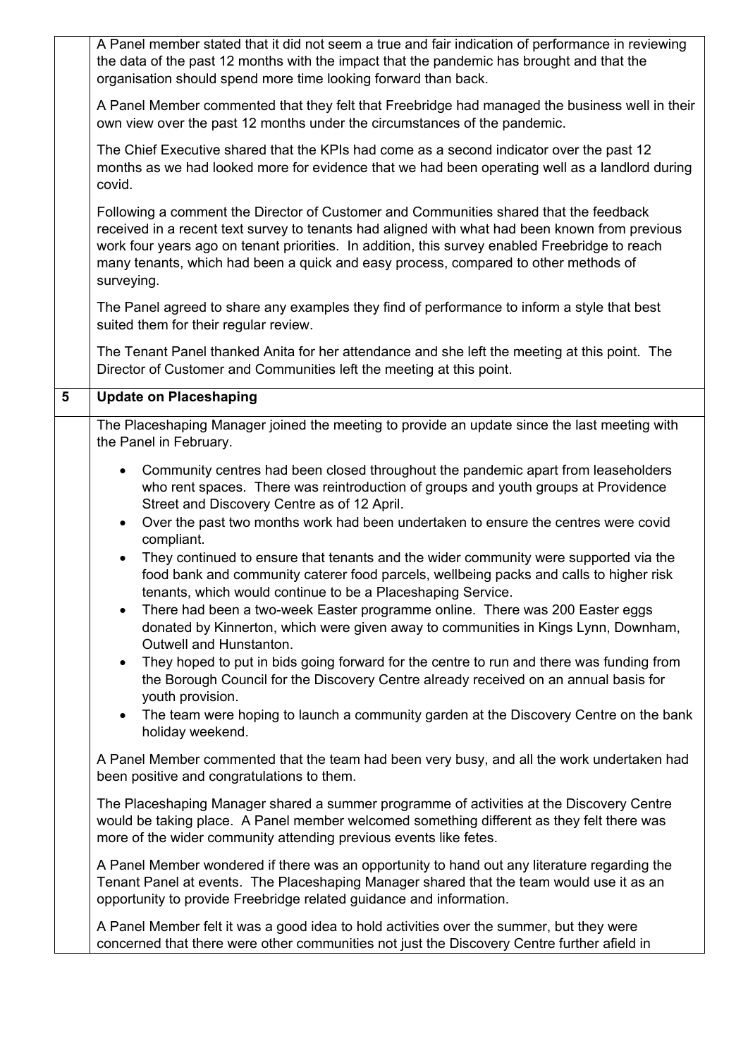A Panel member stated that it did not seem a true and fair indication of performance in reviewing the data of the past 12 months with the impact that the pandemic has brought and that the organisation should spend more time looking forward than back.

A Panel Member commented that they felt that Freebridge had managed the business well in their own view over the past 12 months under the circumstances of the pandemic.

The Chief Executive shared that the KPIs had come as a second indicator over the past 12 months as we had looked more for evidence that we had been operating well as a landlord during covid.

Following a comment the Director of Customer and Communities shared that the feedback received in a recent text survey to tenants had aligned with what had been known from previous work four years ago on tenant priorities. In addition, this survey enabled Freebridge to reach many tenants, which had been a quick and easy process, compared to other methods of surveying.

The Panel agreed to share any examples they find of performance to inform a style that best suited them for their regular review.

The Tenant Panel thanked Anita for her attendance and she left the meeting at this point. The Director of Customer and Communities left the meeting at this point.

## 5 Update on Placeshaping

The Placeshaping Manager joined the meeting to provide an update since the last meeting with the Panel in February.

- Community centres had been closed throughout the pandemic apart from leaseholders who rent spaces. There was reintroduction of groups and youth groups at Providence Street and Discovery Centre as of 12 April.
- Over the past two months work had been undertaken to ensure the centres were covid compliant.
- They continued to ensure that tenants and the wider community were supported via the food bank and community caterer food parcels, wellbeing packs and calls to higher risk tenants, which would continue to be a Placeshaping Service.
- There had been a two-week Easter programme online. There was 200 Easter eggs donated by Kinnerton, which were given away to communities in Kings Lynn, Downham, Outwell and Hunstanton.
- They hoped to put in bids going forward for the centre to run and there was funding from the Borough Council for the Discovery Centre already received on an annual basis for youth provision.
- The team were hoping to launch a community garden at the Discovery Centre on the bank holiday weekend.

A Panel Member commented that the team had been very busy, and all the work undertaken had been positive and congratulations to them.

The Placeshaping Manager shared a summer programme of activities at the Discovery Centre would be taking place. A Panel member welcomed something different as they felt there was more of the wider community attending previous events like fetes.

A Panel Member wondered if there was an opportunity to hand out any literature regarding the Tenant Panel at events. The Placeshaping Manager shared that the team would use it as an opportunity to provide Freebridge related guidance and information.

A Panel Member felt it was a good idea to hold activities over the summer, but they were concerned that there were other communities not just the Discovery Centre further afield in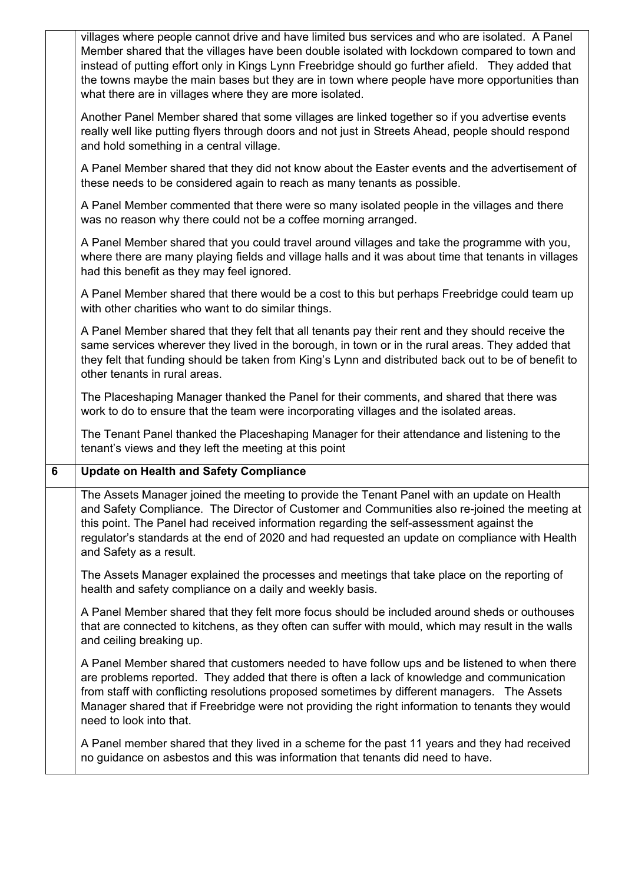villages where people cannot drive and have limited bus services and who are isolated. A Panel Member shared that the villages have been double isolated with lockdown compared to town and instead of putting effort only in Kings Lynn Freebridge should go further afield. They added that the towns maybe the main bases but they are in town where people have more opportunities than what there are in villages where they are more isolated.

Another Panel Member shared that some villages are linked together so if you advertise events really well like putting flyers through doors and not just in Streets Ahead, people should respond and hold something in a central village.

A Panel Member shared that they did not know about the Easter events and the advertisement of these needs to be considered again to reach as many tenants as possible.

A Panel Member commented that there were so many isolated people in the villages and there was no reason why there could not be a coffee morning arranged.

A Panel Member shared that you could travel around villages and take the programme with you, where there are many playing fields and village halls and it was about time that tenants in villages had this benefit as they may feel ignored.

A Panel Member shared that there would be a cost to this but perhaps Freebridge could team up with other charities who want to do similar things.

A Panel Member shared that they felt that all tenants pay their rent and they should receive the same services wherever they lived in the borough, in town or in the rural areas. They added that they felt that funding should be taken from King's Lynn and distributed back out to be of benefit to other tenants in rural areas.

The Placeshaping Manager thanked the Panel for their comments, and shared that there was work to do to ensure that the team were incorporating villages and the isolated areas.

The Tenant Panel thanked the Placeshaping Manager for their attendance and listening to the tenant's views and they left the meeting at this point

## 6 Update on Health and Safety Compliance

The Assets Manager joined the meeting to provide the Tenant Panel with an update on Health and Safety Compliance. The Director of Customer and Communities also re-joined the meeting at this point. The Panel had received information regarding the self-assessment against the regulator's standards at the end of 2020 and had requested an update on compliance with Health and Safety as a result.

The Assets Manager explained the processes and meetings that take place on the reporting of health and safety compliance on a daily and weekly basis.

A Panel Member shared that they felt more focus should be included around sheds or outhouses that are connected to kitchens, as they often can suffer with mould, which may result in the walls and ceiling breaking up.

A Panel Member shared that customers needed to have follow ups and be listened to when there are problems reported. They added that there is often a lack of knowledge and communication from staff with conflicting resolutions proposed sometimes by different managers. The Assets Manager shared that if Freebridge were not providing the right information to tenants they would need to look into that.

A Panel member shared that they lived in a scheme for the past 11 years and they had received no guidance on asbestos and this was information that tenants did need to have.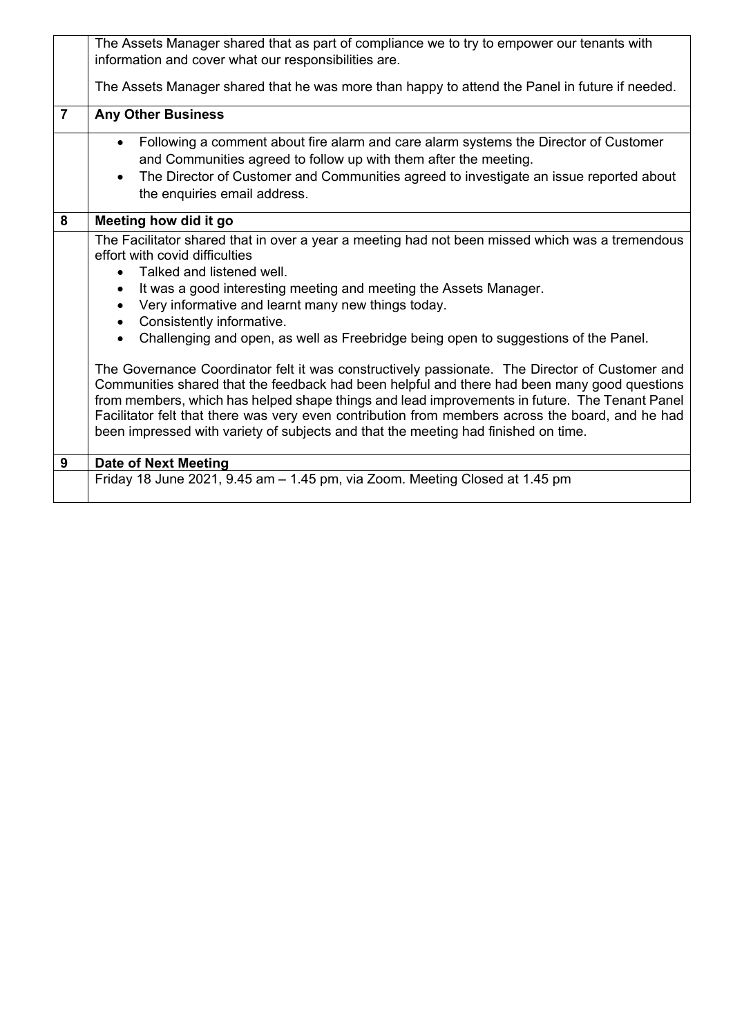| | |
|---|---|
| | The Assets Manager shared that as part of compliance we to try to empower our tenants with information and cover what our responsibilities are.<br><br>The Assets Manager shared that he was more than happy to attend the Panel in future if needed. |
| **7** | **Any Other Business** |
| | • Following a comment about fire alarm and care alarm systems the Director of Customer and Communities agreed to follow up with them after the meeting.<br>• The Director of Customer and Communities agreed to investigate an issue reported about the enquiries email address. |
| **8** | **Meeting how did it go** |
| | The Facilitator shared that in over a year a meeting had not been missed which was a tremendous effort with covid difficulties<br>• Talked and listened well.<br>• It was a good interesting meeting and meeting the Assets Manager.<br>• Very informative and learnt many new things today.<br>• Consistently informative.<br>• Challenging and open, as well as Freebridge being open to suggestions of the Panel.<br><br>The Governance Coordinator felt it was constructively passionate. The Director of Customer and Communities shared that the feedback had been helpful and there had been many good questions from members, which has helped shape things and lead improvements in future. The Tenant Panel Facilitator felt that there was very even contribution from members across the board, and he had been impressed with variety of subjects and that the meeting had finished on time. |
| **9** | **Date of Next Meeting** |
| | Friday 18 June 2021, 9.45 am – 1.45 pm, via Zoom. Meeting Closed at 1.45 pm |